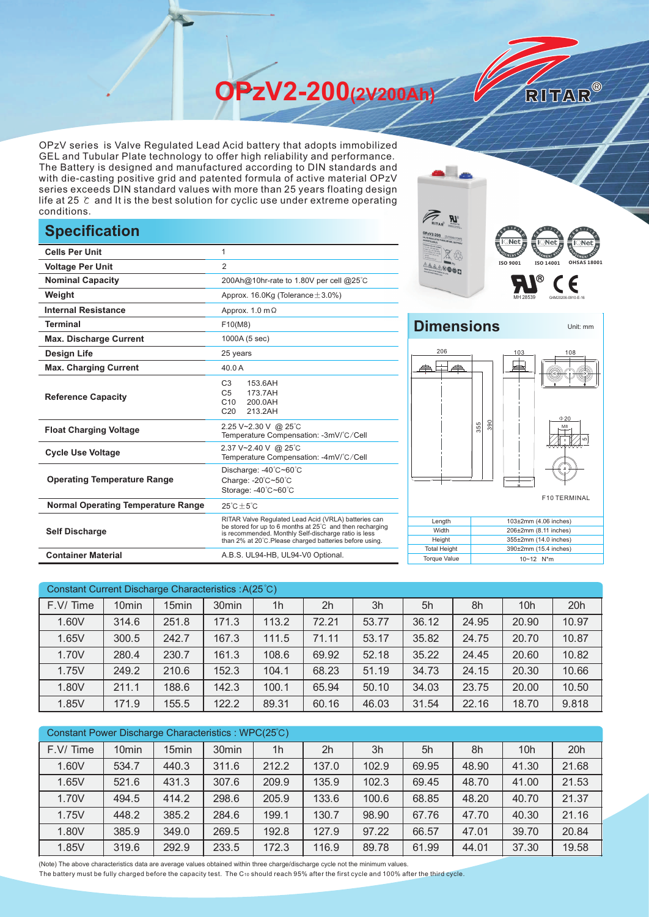# OPzV2-200(2V200Ah)

RITAR®

OPzV series is Valve Regulated Lead Acid battery that adopts immobilized GEL and Tubular Plate technology to offer high reliability and performance. The Battery is designed and manufactured according to DIN standards and with die-casting positive grid and patented formula of active material OPzV series exceeds DIN standard values with more than 25 years floating design life at 25 ℃ and It is the best solution for cyclic use under extreme operating conditions.

## Specification

| | |
|---|---|
| **Cells Per Unit** | 1 |
| **Voltage Per Unit** | 2 |
| **Nominal Capacity** | 200Ah@10hr-rate to 1.80V per cell @25℃ |
| **Weight** | Approx. 16.0Kg (Tolerance±3.0%) |
| **Internal Resistance** | Approx. 1.0 mΩ |
| **Terminal** | F10(M8) |
| **Max. Discharge Current** | 1000A (5 sec) |
| **Design Life** | 25 years |
| **Max. Charging Current** | 40.0 A |
| **Reference Capacity** | C3 153.6AH<br>C5 173.7AH<br>C10 200.0AH<br>C20 213.2AH |
| **Float Charging Voltage** | 2.25 V~2.30 V @ 25℃<br>Temperature Compensation: -3mV/℃/Cell |
| **Cycle Use Voltage** | 2.37 V~2.40 V @ 25℃<br>Temperature Compensation: -4mV/℃/Cell |
| **Operating Temperature Range** | Discharge: -40℃~60℃<br>Charge: -20℃~50℃<br>Storage: -40℃~60℃ |
| **Normal Operating Temperature Range** | 25℃±5℃ |
| **Self Discharge** | RITAR Valve Regulated Lead Acid (VRLA) batteries can be stored for up to 6 months at 25℃ and then recharging is recommended. Monthly Self-discharge ratio is less than 2% at 20℃.Please charged batteries before using. |
| **Container Material** | A.B.S. UL94-HB, UL94-V0 Optional. |

ISO 9001 ISO 14001 OHSAS 18001

MH 28539 G4M20206-0910-E-16

## Dimensions

Unit: mm

206 103 108 355 390 Φ20 M8 5

F10 TERMINAL

| | |
|---|---|
| Length | 103±2mm (4.06 inches) |
| Width | 206±2mm (8.11 inches) |
| Height | 355±2mm (14.0 inches) |
| Total Height | 390±2mm (15.4 inches) |
| Torque Value | 10~12 N*m |

Constant Current Discharge Characteristics : A(25℃)

| F.V/ Time | 10min | 15min | 30min | 1h | 2h | 3h | 5h | 8h | 10h | 20h |
|---|---|---|---|---|---|---|---|---|---|---|
| 1.60V | 314.6 | 251.8 | 171.3 | 113.2 | 72.21 | 53.77 | 36.12 | 24.95 | 20.90 | 10.97 |
| 1.65V | 300.5 | 242.7 | 167.3 | 111.5 | 71.11 | 53.17 | 35.82 | 24.75 | 20.70 | 10.87 |
| 1.70V | 280.4 | 230.7 | 161.3 | 108.6 | 69.92 | 52.18 | 35.22 | 24.45 | 20.60 | 10.82 |
| 1.75V | 249.2 | 210.6 | 152.3 | 104.1 | 68.23 | 51.19 | 34.73 | 24.15 | 20.30 | 10.66 |
| 1.80V | 211.1 | 188.6 | 142.3 | 100.1 | 65.94 | 50.10 | 34.03 | 23.75 | 20.00 | 10.50 |
| 1.85V | 171.9 | 155.5 | 122.2 | 89.31 | 60.16 | 46.03 | 31.54 | 22.16 | 18.70 | 9.818 |

Constant Power Discharge Characteristics : WPC(25℃)

| F.V/ Time | 10min | 15min | 30min | 1h | 2h | 3h | 5h | 8h | 10h | 20h |
|---|---|---|---|---|---|---|---|---|---|---|
| 1.60V | 534.7 | 440.3 | 311.6 | 212.2 | 137.0 | 102.9 | 69.95 | 48.90 | 41.30 | 21.68 |
| 1.65V | 521.6 | 431.3 | 307.6 | 209.9 | 135.9 | 102.3 | 69.45 | 48.70 | 41.00 | 21.53 |
| 1.70V | 494.5 | 414.2 | 298.6 | 205.9 | 133.6 | 100.6 | 68.85 | 48.20 | 40.70 | 21.37 |
| 1.75V | 448.2 | 385.2 | 284.6 | 199.1 | 130.7 | 98.90 | 67.76 | 47.70 | 40.30 | 21.16 |
| 1.80V | 385.9 | 349.0 | 269.5 | 192.8 | 127.9 | 97.22 | 66.57 | 47.01 | 39.70 | 20.84 |
| 1.85V | 319.6 | 292.9 | 233.5 | 172.3 | 116.9 | 89.78 | 61.99 | 44.01 | 37.30 | 19.58 |

(Note) The above characteristics data are average values obtained within three charge/discharge cycle not the minimum values.
The battery must be fully charged before the capacity test. The $C_{10}$ should reach 95% after the first cycle and 100% after the third cycle.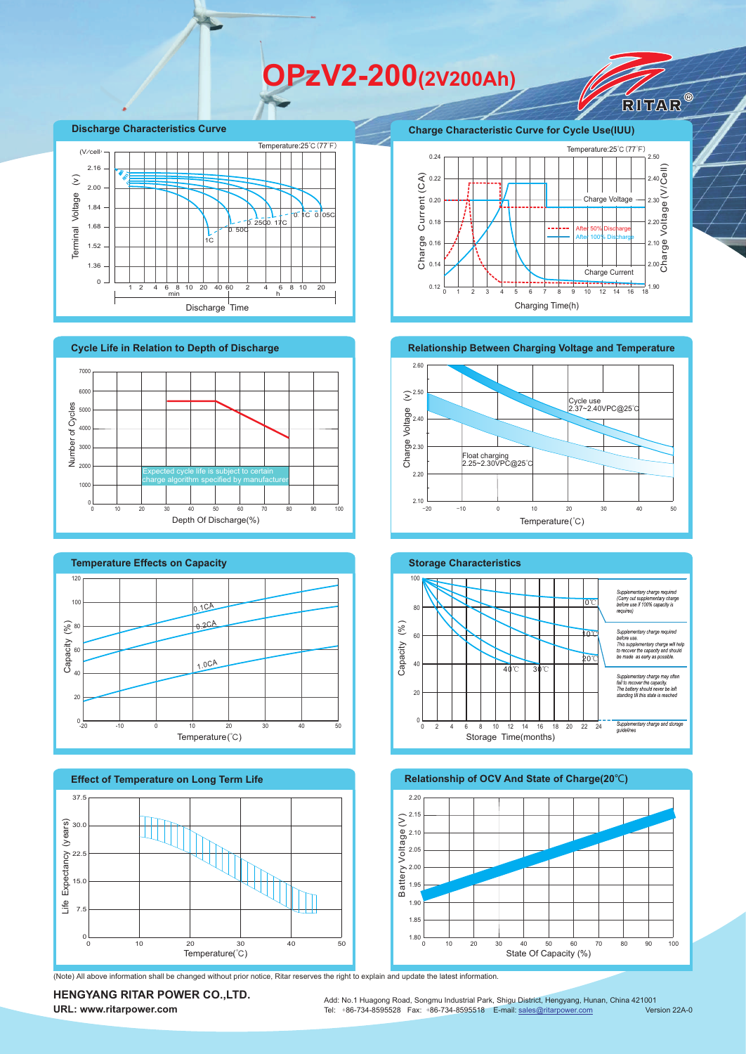# OPzV2-200(2V200Ah)

RITAR®

## Discharge Characteristics Curve

Temperature:25°C (77°F)

(V/cell)

2.16
2.00
1.84
1.68
1.52
1.36
0

Terminal Voltage (v)

1C
0.50C
0.25C
0.17C
0.1C
0.05C

1 2 4 6 8 10 20 40 60 2 4 6 8 10 20

min h

Discharge Time

## Charge Characteristic Curve for Cycle Use(IUU)

Temperature:25°C (77°F)

Charge Current (CA)

0.24
0.22
0.20
0.18
0.16
0.14
0.12

Charge Voltage (V/Cell)

2.50
2.40
2.30
2.20
2.10
2.00
1.90

Charge Voltage

After 50% Discharge

After 100% Discharge

Charge Current

0 1 2 3 4 5 6 7 8 9 10 12 14 16 18

Charging Time(h)

## Cycle Life in Relation to Depth of Discharge

Number of Cycles

7000
6000
5000
4000
3000
2000
1000
0

Expected cycle life is subject to certain charge algorithm specified by manufacturer

0 10 20 30 40 50 60 70 80 90 100

Depth Of Discharge(%)

## Relationship Between Charging Voltage and Temperature

Charge Voltage (v)

2.60
2.50
2.40
2.30
2.20
2.10

Cycle use
2.37~2.40VPC@25°C

Float charging
2.25~2.30VPC@25°C

−20 −10 0 10 20 30 40 50

Temperature(°C)

## Temperature Effects on Capacity

Capacity (%)

120
100
80
60
40
20
0

0.1CA
0.2CA
1.0CA

-20 -10 0 10 20 30 40 50

Temperature(°C)

## Storage Characteristics

Capacity (%)

100
80
60
40
20
0

0°C
10°C
20°C
40°C
30°C

0 2 4 6 8 10 12 14 16 18 20 22 24

Storage Time(months)

Supplementary charge required (Carry out supplementary charge before use if 100% capacity is requires)

Supplementary charge required before use. This supplementary charge will help to recover the capacity and should be made as early as possible.

Supplementary charge may often fail to recover the capacity. The battery should never be left standing till this state is reached

Supplementary charge and storage guidelines

## Effect of Temperature on Long Term Life

Life Expectancy (years)

37.5
30.0
22.5
15.0
7.5
0

0 10 20 30 40 50

Temperature(°C)

## Relationship of OCV And State of Charge(20℃)

Battery Voltage (V)

2.20
2.15
2.10
2.05
2.00
1.95
1.90
1.85
1.80

0 10 20 30 40 50 60 70 80 90 100

State Of Capacity (%)

(Note) All above information shall be changed without prior notice, Ritar reserves the right to explain and update the latest information.

**HENGYANG RITAR POWER CO.,LTD.**

**URL: www.ritarpower.com**

Add: No.1 Huagong Road, Songmu Industrial Park, Shigu District, Hengyang, Hunan, China 421001

Tel: +86-734-8595528 Fax: +86-734-8595518 E-mail: sales@ritarpower.com

Version 22A-0